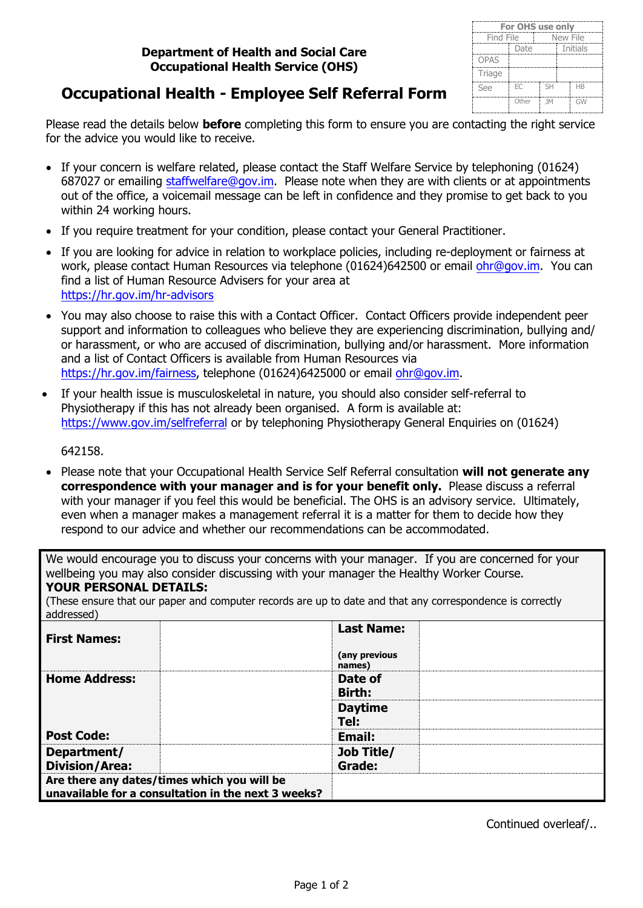| For OHS use only | | | |
|---|---|---|---|
| Find File | | New File | |
| | Date | | Initials |
| OPAS | | | |
| Triage | | | |
| See | EC | SH | HB |
| | Other | JM | GW |

**Department of Health and Social Care**
**Occupational Health Service (OHS)**

# Occupational Health - Employee Self Referral Form

Please read the details below **before** completing this form to ensure you are contacting the right service for the advice you would like to receive.

- If your concern is welfare related, please contact the Staff Welfare Service by telephoning (01624) 687027 or emailing staffwelfare@gov.im. Please note when they are with clients or at appointments out of the office, a voicemail message can be left in confidence and they promise to get back to you within 24 working hours.
- If you require treatment for your condition, please contact your General Practitioner.
- If you are looking for advice in relation to workplace policies, including re-deployment or fairness at work, please contact Human Resources via telephone (01624)642500 or email ohr@gov.im. You can find a list of Human Resource Advisers for your area at https://hr.gov.im/hr-advisors
- You may also choose to raise this with a Contact Officer. Contact Officers provide independent peer support and information to colleagues who believe they are experiencing discrimination, bullying and/ or harassment, or who are accused of discrimination, bullying and/or harassment. More information and a list of Contact Officers is available from Human Resources via https://hr.gov.im/fairness, telephone (01624)6425000 or email ohr@gov.im.
- If your health issue is musculoskeletal in nature, you should also consider self-referral to Physiotherapy if this has not already been organised. A form is available at: https://www.gov.im/selfreferral or by telephoning Physiotherapy General Enquiries on (01624)

  642158.
- Please note that your Occupational Health Service Self Referral consultation **will not generate any correspondence with your manager and is for your benefit only.** Please discuss a referral with your manager if you feel this would be beneficial. The OHS is an advisory service. Ultimately, even when a manager makes a management referral it is a matter for them to decide how they respond to our advice and whether our recommendations can be accommodated.

We would encourage you to discuss your concerns with your manager. If you are concerned for your wellbeing you may also consider discussing with your manager the Healthy Worker Course.

**YOUR PERSONAL DETAILS:**

(These ensure that our paper and computer records are up to date and that any correspondence is correctly addressed)

| | | | |
|---|---|---|---|
| **First Names:** | | **Last Name:** (any previous names) | |
| **Home Address:** | | **Date of Birth:** | |
| | | **Daytime Tel:** | |
| **Post Code:** | | **Email:** | |
| **Department/ Division/Area:** | | **Job Title/ Grade:** | |
| **Are there any dates/times which you will be unavailable for a consultation in the next 3 weeks?** | | | |

Continued overleaf/..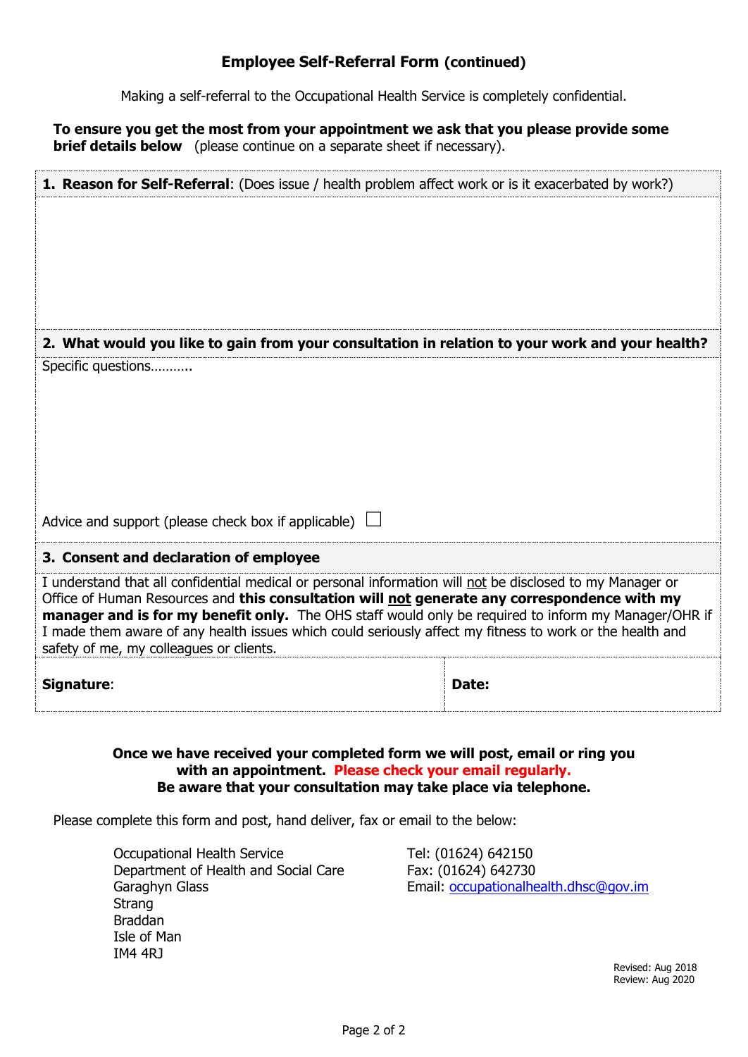# Employee Self-Referral Form (continued)

Making a self-referral to the Occupational Health Service is completely confidential.

**To ensure you get the most from your appointment we ask that you please provide some brief details below** (please continue on a separate sheet if necessary).

**1. Reason for Self-Referral**: (Does issue / health problem affect work or is it exacerbated by work?)

**2. What would you like to gain from your consultation in relation to your work and your health?**

Specific questions……….

Advice and support (please check box if applicable) ☐

**3. Consent and declaration of employee**

I understand that all confidential medical or personal information will not be disclosed to my Manager or Office of Human Resources and **this consultation will not generate any correspondence with my manager and is for my benefit only.** The OHS staff would only be required to inform my Manager/OHR if I made them aware of any health issues which could seriously affect my fitness to work or the health and safety of me, my colleagues or clients.

| | |
|---|---|
| **Signature**: | **Date:** |

**Once we have received your completed form we will post, email or ring you with an appointment. Please check your email regularly.**
**Be aware that your consultation may take place via telephone.**

Please complete this form and post, hand deliver, fax or email to the below:

Occupational Health Service
Department of Health and Social Care
Garaghyn Glass
Strang
Braddan
Isle of Man
IM4 4RJ

Tel: (01624) 642150
Fax: (01624) 642730
Email: occupationalhealth.dhsc@gov.im

Revised: Aug 2018
Review: Aug 2020